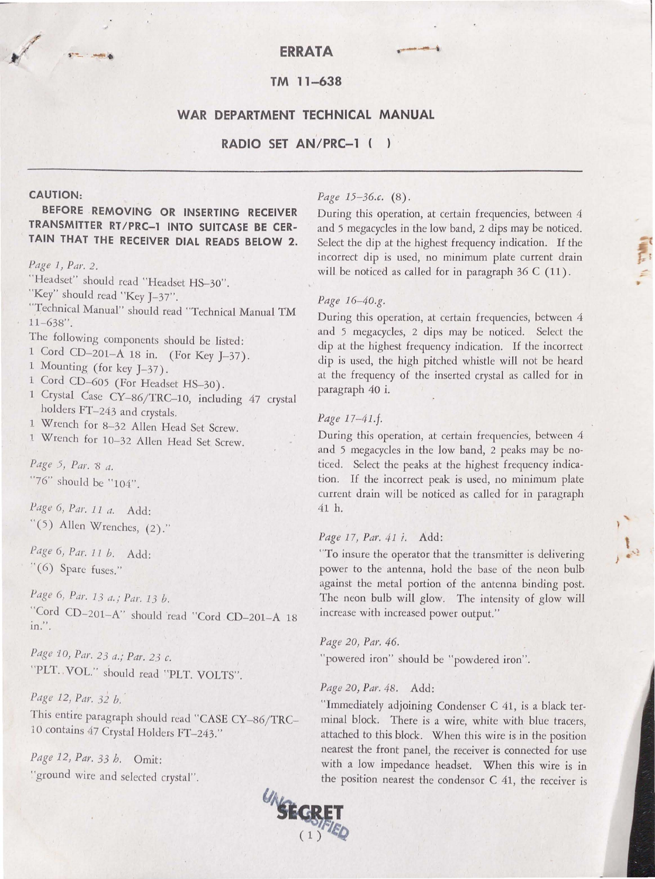# ERRATA

## TM 11-638

## WAR DEPARTMENT TECHNICAL MANUAL

## RADIO SET AN/PRC-1 ( )

---

**CAUTION:**

**BEFORE REMOVING OR INSERTING RECEIVER TRANSMITTER RT/PRC-1 INTO SUITCASE BE CERTAIN THAT THE RECEIVER DIAL READS BELOW 2.**

*Page 1, Par. 2.*

"Headset" should read "Headset HS-30".

"Key" should read "Key J-37".

"Technical Manual" should read "Technical Manual TM 11-638".

The following components should be listed:

1 Cord CD-201-A 18 in. (For Key J-37).

1 Mounting (for key J-37).

1 Cord CD-605 (For Headset HS-30).

1 Crystal Case CY-86/TRC-10, including 47 crystal holders FT-243 and crystals.

1 Wrench for 8-32 Allen Head Set Screw.

1 Wrench for 10-32 Allen Head Set Screw.

*Page 5, Par. 8 a.*

"76" should be "104".

*Page 6, Par. 11 a.* Add:

"(5) Allen Wrenches, (2)."

*Page 6, Par. 11 b.* Add:

"(6) Spare fuses."

*Page 6, Par. 13 a.; Par. 13 b.*

"Cord CD-201-A" should read "Cord CD-201-A 18 in.".

*Page 10, Par. 23 a.; Par. 23 c.*

"PLT. VOL." should read "PLT. VOLTS".

*Page 12, Par. 32 b.*

This entire paragraph should read "CASE CY-86/TRC-10 contains 47 Crystal Holders FT-243."

*Page 12, Par. 33 b.* Omit:

"ground wire and selected crystal".

*Page 15-36.c.* (8).

During this operation, at certain frequencies, between 4 and 5 megacycles in the low band, 2 dips may be noticed. Select the dip at the highest frequency indication. If the incorrect dip is used, no minimum plate current drain will be noticed as called for in paragraph 36 C (11).

*Page 16-40.g.*

During this operation, at certain frequencies, between 4 and 5 megacycles, 2 dips may be noticed. Select the dip at the highest frequency indication. If the incorrect dip is used, the high pitched whistle will not be heard at the frequency of the inserted crystal as called for in paragraph 40 i.

*Page 17-41.f.*

During this operation, at certain frequencies, between 4 and 5 megacycles in the low band, 2 peaks may be noticed. Select the peaks at the highest frequency indication. If the incorrect peak is used, no minimum plate current drain will be noticed as called for in paragraph 41 h.

*Page 17, Par. 41 i.* Add:

"To insure the operator that the transmitter is delivering power to the antenna, hold the base of the neon bulb against the metal portion of the antenna binding post. The neon bulb will glow. The intensity of glow will increase with increased power output."

*Page 20, Par. 46.*

"powered iron" should be "powdered iron".

*Page 20, Par. 48.* Add:

"Immediately adjoining Condenser C 41, is a black terminal block. There is a wire, white with blue tracers, attached to this block. When this wire is in the position nearest the front panel, the receiver is connected for use with a low impedance headset. When this wire is in the position nearest the condensor C 41, the receiver is

UNCLASSIFIED

SECRET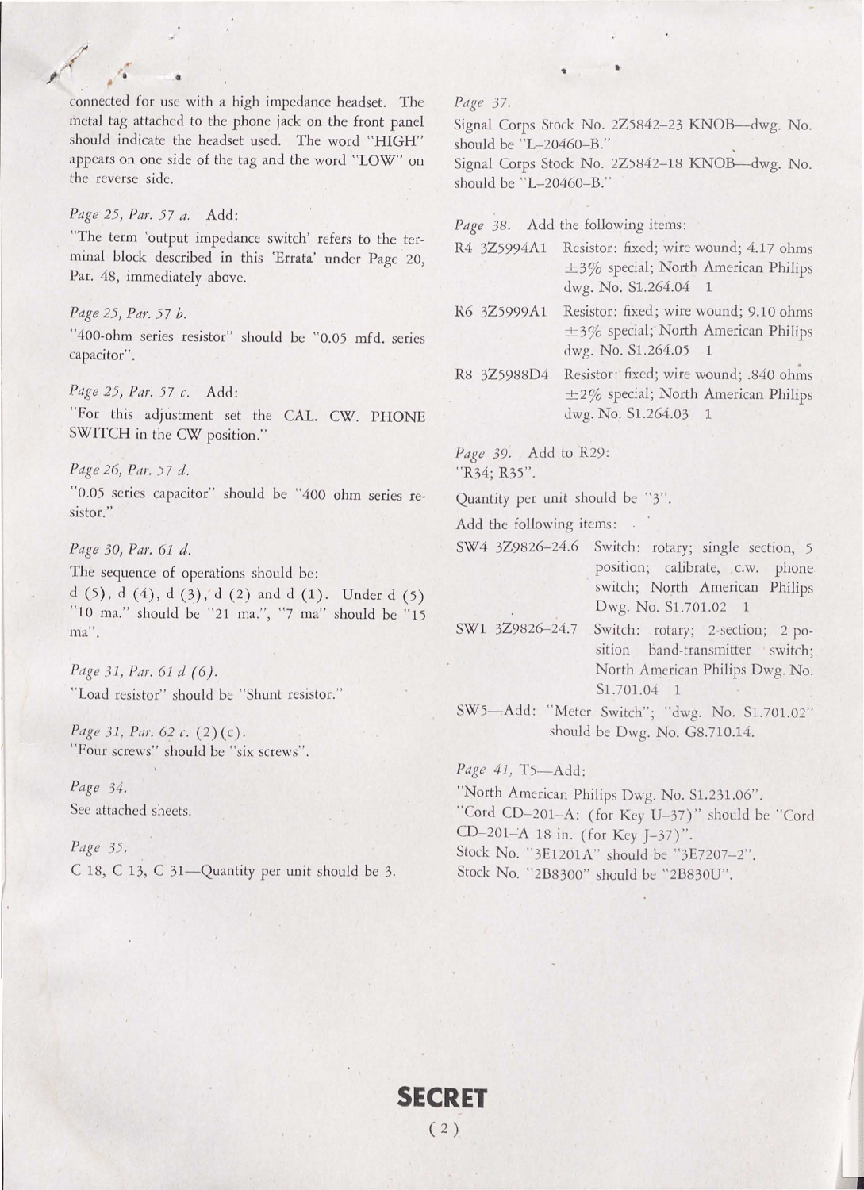connected for use with a high impedance headset. The metal tag attached to the phone jack on the front panel should indicate the headset used. The word "HIGH" appears on one side of the tag and the word "LOW" on the reverse side.

*Page 25, Par. 57 a.* Add:

"The term 'output impedance switch' refers to the terminal block described in this 'Errata' under Page 20, Par. 48, immediately above.

*Page 25, Par. 57 b.*

"400-ohm series resistor" should be "0.05 mfd. series capacitor".

*Page 25, Par. 57 c.* Add:

"For this adjustment set the CAL. CW. PHONE SWITCH in the CW position."

*Page 26, Par. 57 d.*

"0.05 series capacitor" should be "400 ohm series resistor."

*Page 30, Par. 61 d.*

The sequence of operations should be:
d (5), d (4), d (3), d (2) and d (1). Under d (5) "10 ma." should be "21 ma.", "7 ma" should be "15 ma".

*Page 31, Par. 61 d (6).*

"Load resistor" should be "Shunt resistor."

*Page 31, Par. 62 c. (2)(c).*

"Four screws" should be "six screws".

*Page 34.*

See attached sheets.

*Page 35.*

C 18, C 13, C 31—Quantity per unit should be 3.

*Page 37.*

Signal Corps Stock No. 2Z5842-23 KNOB—dwg. No. should be "L-20460-B."

Signal Corps Stock No. 2Z5842-18 KNOB—dwg. No. should be "L-20460-B."

*Page 38.* Add the following items:

R4 3Z5994A1 Resistor: fixed; wire wound; 4.17 ohms ±3% special; North American Philips dwg. No. S1.264.04 1

R6 3Z5999A1 Resistor: fixed; wire wound; 9.10 ohms ±3% special; North American Philips dwg. No. S1.264.05 1

R8 3Z5988D4 Resistor: fixed; wire wound; .840 ohms ±2% special; North American Philips dwg. No. S1.264.03 1

*Page 39.* Add to R29:
"R34; R35".

Quantity per unit should be "3".

Add the following items:

SW4 3Z9826-24.6 Switch: rotary; single section, 5 position; calibrate, c.w. phone switch; North American Philips Dwg. No. S1.701.02 1

SW1 3Z9826-24.7 Switch: rotary; 2-section; 2 position band-transmitter switch; North American Philips Dwg. No. S1.701.04 1

SW5—Add: "Meter Switch"; "dwg. No. S1.701.02" should be Dwg. No. G8.710.14.

*Page 41,* T5—Add:

"North American Philips Dwg. No. S1.231.06".
"Cord CD-201-A: (for Key U-37)" should be "Cord CD-201-A 18 in. (for Key J-37)".
Stock No. "3E1201A" should be "3E7207-2".
Stock No. "2B8300" should be "2B830U".

**SECRET**